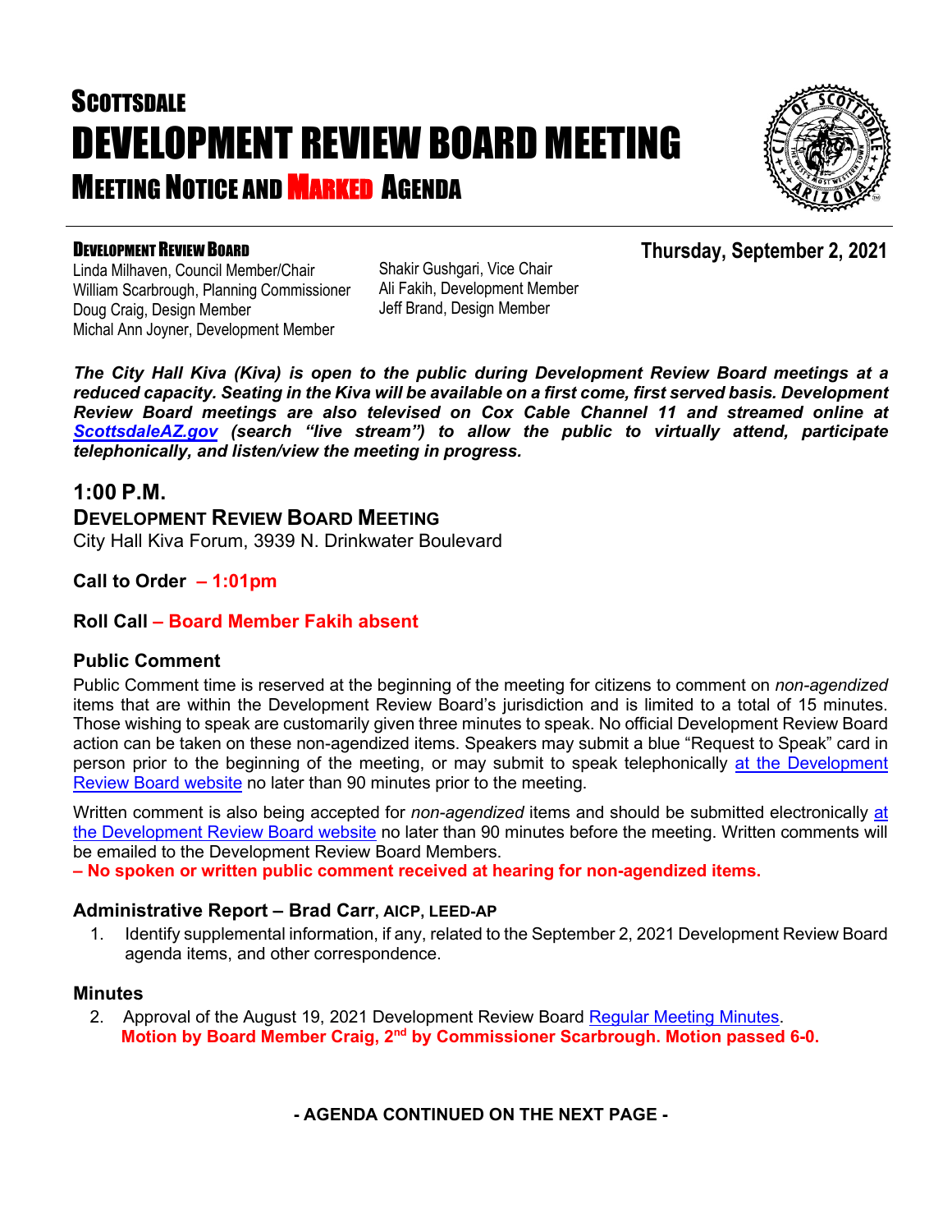# SCOTTSDALE DEVELOPMENT REVIEW BOARD MEETING

## MEETING NOTICE AND MARKED AGENDA

**DEVELOPMENT REVIEW BOARD**

**Thursday, September 2, 2021**

Linda Milhaven, Council Member/Chair
William Scarbrough, Planning Commissioner
Doug Craig, Design Member
Michal Ann Joyner, Development Member
Shakir Gushgari, Vice Chair
Ali Fakih, Development Member
Jeff Brand, Design Member

***The City Hall Kiva (Kiva) is open to the public during Development Review Board meetings at a reduced capacity. Seating in the Kiva will be available on a first come, first served basis. Development Review Board meetings are also televised on Cox Cable Channel 11 and streamed online at ScottsdaleAZ.gov (search "live stream") to allow the public to virtually attend, participate telephonically, and listen/view the meeting in progress.***

## 1:00 P.M.

### DEVELOPMENT REVIEW BOARD MEETING

City Hall Kiva Forum, 3939 N. Drinkwater Boulevard

**Call to Order – 1:01pm**

**Roll Call – Board Member Fakih absent**

### Public Comment

Public Comment time is reserved at the beginning of the meeting for citizens to comment on *non-agendized* items that are within the Development Review Board's jurisdiction and is limited to a total of 15 minutes. Those wishing to speak are customarily given three minutes to speak. No official Development Review Board action can be taken on these non-agendized items. Speakers may submit a blue "Request to Speak" card in person prior to the beginning of the meeting, or may submit to speak telephonically at the Development Review Board website no later than 90 minutes prior to the meeting.

Written comment is also being accepted for *non-agendized* items and should be submitted electronically at the Development Review Board website no later than 90 minutes before the meeting. Written comments will be emailed to the Development Review Board Members.

**– No spoken or written public comment received at hearing for non-agendized items.**

### Administrative Report – Brad Carr, AICP, LEED-AP

1. Identify supplemental information, if any, related to the September 2, 2021 Development Review Board agenda items, and other correspondence.

### Minutes

2. Approval of the August 19, 2021 Development Review Board Regular Meeting Minutes.
   **Motion by Board Member Craig, 2nd by Commissioner Scarbrough. Motion passed 6-0.**

**- AGENDA CONTINUED ON THE NEXT PAGE -**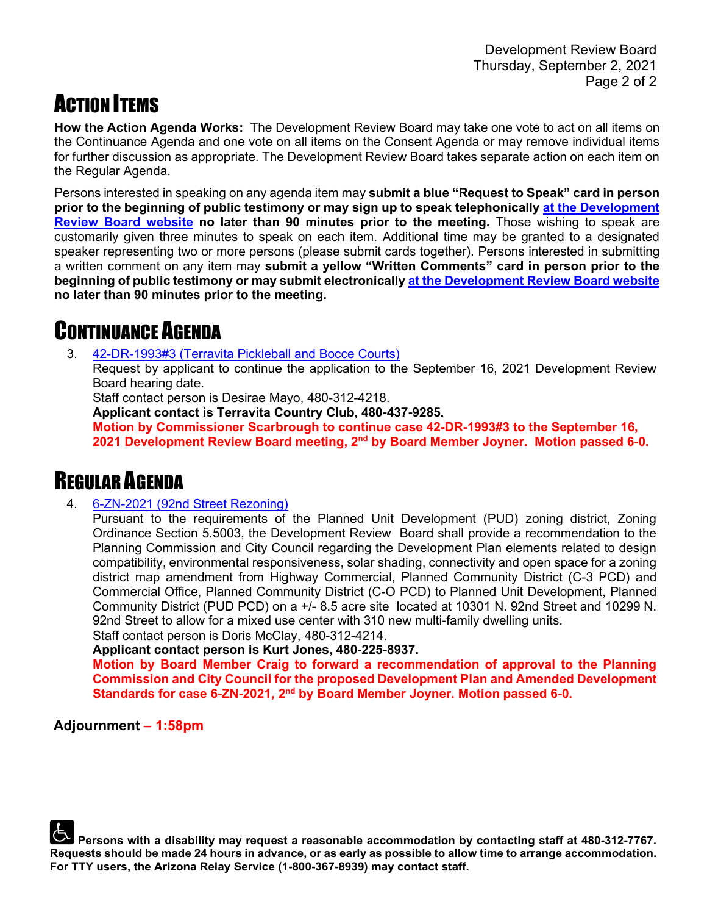# ACTION ITEMS

**How the Action Agenda Works:** The Development Review Board may take one vote to act on all items on the Continuance Agenda and one vote on all items on the Consent Agenda or may remove individual items for further discussion as appropriate. The Development Review Board takes separate action on each item on the Regular Agenda.

Persons interested in speaking on any agenda item may **submit a blue "Request to Speak" card in person prior to the beginning of public testimony or may sign up to speak telephonically at the Development Review Board website no later than 90 minutes prior to the meeting.** Those wishing to speak are customarily given three minutes to speak on each item. Additional time may be granted to a designated speaker representing two or more persons (please submit cards together). Persons interested in submitting a written comment on any item may **submit a yellow "Written Comments" card in person prior to the beginning of public testimony or may submit electronically at the Development Review Board website no later than 90 minutes prior to the meeting.**

# CONTINUANCE AGENDA

3. 42-DR-1993#3 (Terravita Pickleball and Bocce Courts)
   Request by applicant to continue the application to the September 16, 2021 Development Review Board hearing date.
   Staff contact person is Desirae Mayo, 480-312-4218.
   **Applicant contact is Terravita Country Club, 480-437-9285.**
   **Motion by Commissioner Scarbrough to continue case 42-DR-1993#3 to the September 16, 2021 Development Review Board meeting, 2nd by Board Member Joyner. Motion passed 6-0.**

# REGULAR AGENDA

4. 6-ZN-2021 (92nd Street Rezoning)
   Pursuant to the requirements of the Planned Unit Development (PUD) zoning district, Zoning Ordinance Section 5.5003, the Development Review Board shall provide a recommendation to the Planning Commission and City Council regarding the Development Plan elements related to design compatibility, environmental responsiveness, solar shading, connectivity and open space for a zoning district map amendment from Highway Commercial, Planned Community District (C-3 PCD) and Commercial Office, Planned Community District (C-O PCD) to Planned Unit Development, Planned Community District (PUD PCD) on a +/- 8.5 acre site located at 10301 N. 92nd Street and 10299 N. 92nd Street to allow for a mixed use center with 310 new multi-family dwelling units.
   Staff contact person is Doris McClay, 480-312-4214.
   **Applicant contact person is Kurt Jones, 480-225-8937.**
   **Motion by Board Member Craig to forward a recommendation of approval to the Planning Commission and City Council for the proposed Development Plan and Amended Development Standards for case 6-ZN-2021, 2nd by Board Member Joyner. Motion passed 6-0.**

**Adjournment – 1:58pm**

**Persons with a disability may request a reasonable accommodation by contacting staff at 480-312-7767. Requests should be made 24 hours in advance, or as early as possible to allow time to arrange accommodation. For TTY users, the Arizona Relay Service (1-800-367-8939) may contact staff.**